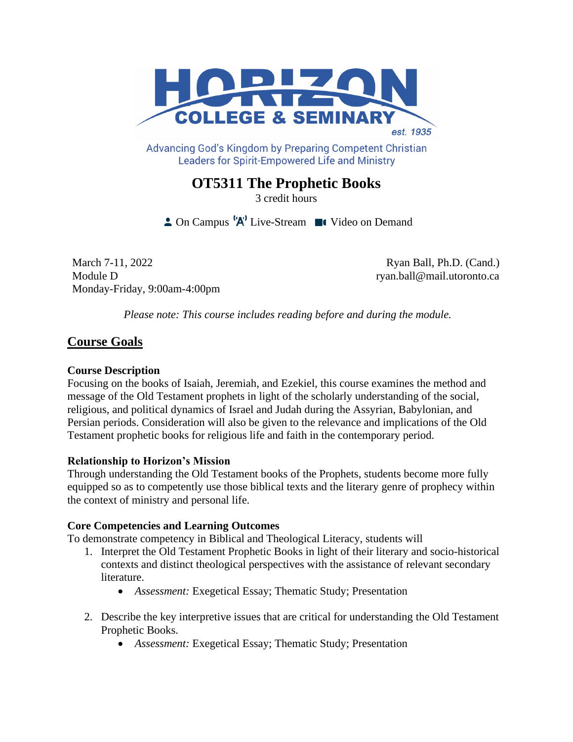HORIZON COLLEGE & SEMINARY

est. 1935

Advancing God's Kingdom by Preparing Competent Christian Leaders for Spirit-Empowered Life and Ministry

# OT5311 The Prophetic Books

3 credit hours

On Campus Live-Stream Video on Demand

March 7-11, 2022
Module D
Monday-Friday, 9:00am-4:00pm

Ryan Ball, Ph.D. (Cand.)
ryan.ball@mail.utoronto.ca

*Please note: This course includes reading before and during the module.*

## Course Goals

### Course Description

Focusing on the books of Isaiah, Jeremiah, and Ezekiel, this course examines the method and message of the Old Testament prophets in light of the scholarly understanding of the social, religious, and political dynamics of Israel and Judah during the Assyrian, Babylonian, and Persian periods. Consideration will also be given to the relevance and implications of the Old Testament prophetic books for religious life and faith in the contemporary period.

### Relationship to Horizon's Mission

Through understanding the Old Testament books of the Prophets, students become more fully equipped so as to competently use those biblical texts and the literary genre of prophecy within the context of ministry and personal life.

### Core Competencies and Learning Outcomes

To demonstrate competency in Biblical and Theological Literacy, students will

1. Interpret the Old Testament Prophetic Books in light of their literary and socio-historical contexts and distinct theological perspectives with the assistance of relevant secondary literature.
   - *Assessment:* Exegetical Essay; Thematic Study; Presentation

2. Describe the key interpretive issues that are critical for understanding the Old Testament Prophetic Books.
   - *Assessment:* Exegetical Essay; Thematic Study; Presentation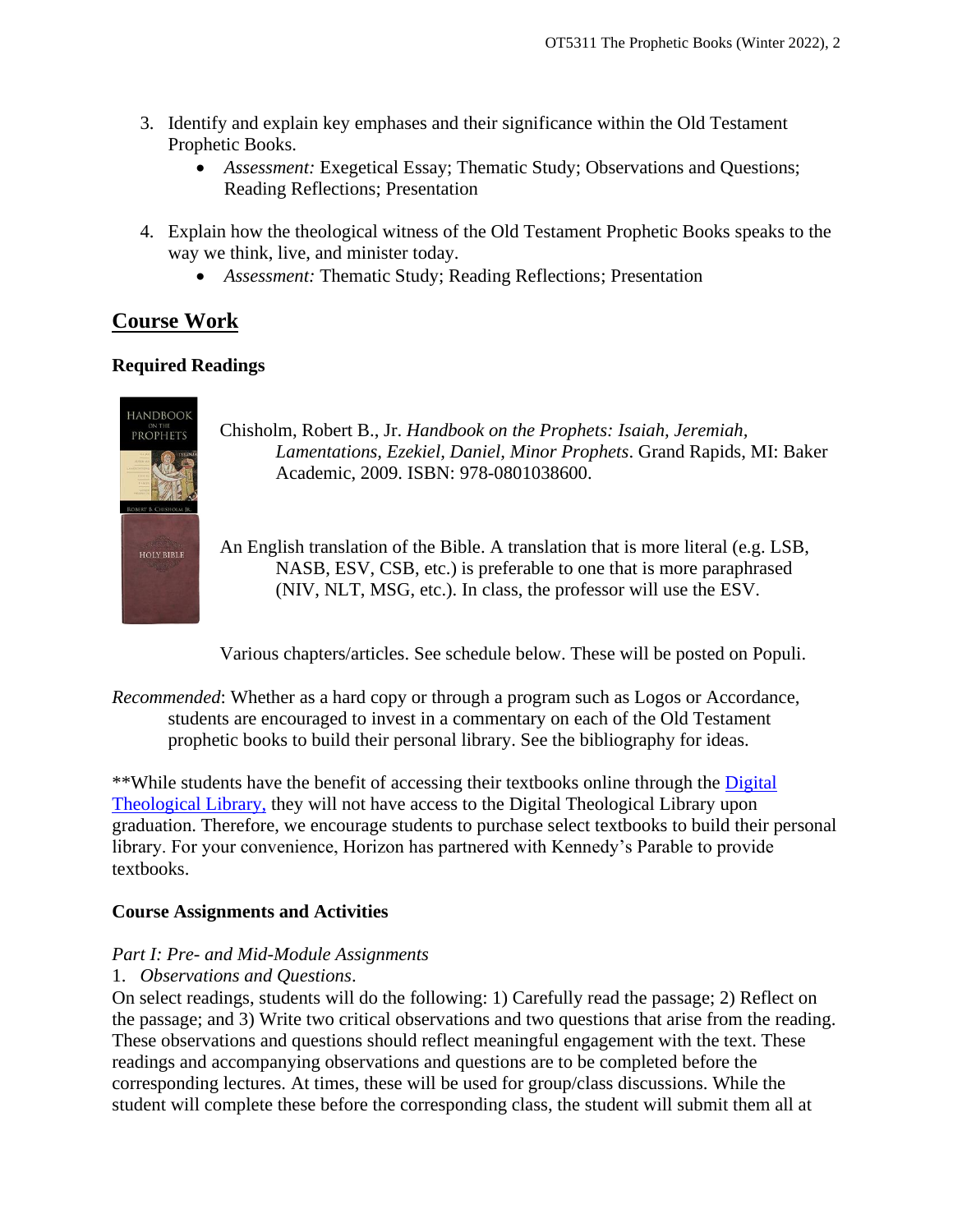3. Identify and explain key emphases and their significance within the Old Testament Prophetic Books.
    - *Assessment:* Exegetical Essay; Thematic Study; Observations and Questions; Reading Reflections; Presentation

4. Explain how the theological witness of the Old Testament Prophetic Books speaks to the way we think, live, and minister today.
    - *Assessment:* Thematic Study; Reading Reflections; Presentation

## Course Work

### Required Readings

Chisholm, Robert B., Jr. *Handbook on the Prophets: Isaiah, Jeremiah, Lamentations, Ezekiel, Daniel, Minor Prophets*. Grand Rapids, MI: Baker Academic, 2009. ISBN: 978-0801038600.

An English translation of the Bible. A translation that is more literal (e.g. LSB, NASB, ESV, CSB, etc.) is preferable to one that is more paraphrased (NIV, NLT, MSG, etc.). In class, the professor will use the ESV.

Various chapters/articles. See schedule below. These will be posted on Populi.

*Recommended*: Whether as a hard copy or through a program such as Logos or Accordance, students are encouraged to invest in a commentary on each of the Old Testament prophetic books to build their personal library. See the bibliography for ideas.

**While students have the benefit of accessing their textbooks online through the Digital Theological Library, they will not have access to the Digital Theological Library upon graduation. Therefore, we encourage students to purchase select textbooks to build their personal library. For your convenience, Horizon has partnered with Kennedy's Parable to provide textbooks.

### Course Assignments and Activities

*Part I: Pre- and Mid-Module Assignments*

1. *Observations and Questions*.

On select readings, students will do the following: 1) Carefully read the passage; 2) Reflect on the passage; and 3) Write two critical observations and two questions that arise from the reading. These observations and questions should reflect meaningful engagement with the text. These readings and accompanying observations and questions are to be completed before the corresponding lectures. At times, these will be used for group/class discussions. While the student will complete these before the corresponding class, the student will submit them all at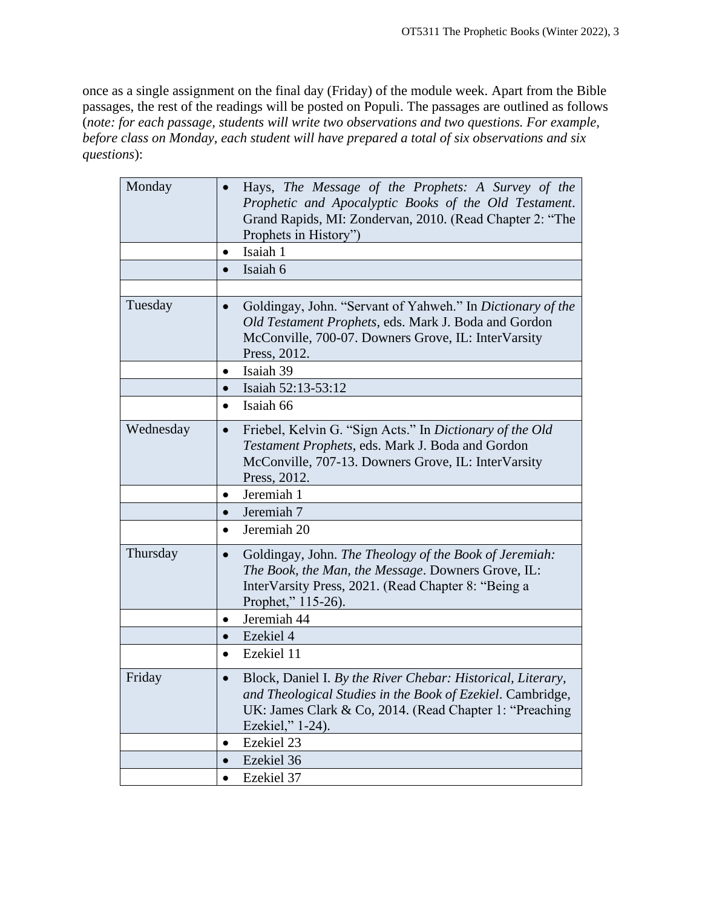once as a single assignment on the final day (Friday) of the module week. Apart from the Bible passages, the rest of the readings will be posted on Populi. The passages are outlined as follows (*note: for each passage, students will write two observations and two questions. For example, before class on Monday, each student will have prepared a total of six observations and six questions*):

| | |
|---|---|
| Monday | • Hays, *The Message of the Prophets: A Survey of the Prophetic and Apocalyptic Books of the Old Testament*. Grand Rapids, MI: Zondervan, 2010. (Read Chapter 2: "The Prophets in History") |
| | • Isaiah 1 |
| | • Isaiah 6 |
| | |
| Tuesday | • Goldingay, John. "Servant of Yahweh." In *Dictionary of the Old Testament Prophets*, eds. Mark J. Boda and Gordon McConville, 700-07. Downers Grove, IL: InterVarsity Press, 2012. |
| | • Isaiah 39 |
| | • Isaiah 52:13-53:12 |
| | • Isaiah 66 |
| Wednesday | • Friebel, Kelvin G. "Sign Acts." In *Dictionary of the Old Testament Prophets*, eds. Mark J. Boda and Gordon McConville, 707-13. Downers Grove, IL: InterVarsity Press, 2012. |
| | • Jeremiah 1 |
| | • Jeremiah 7 |
| | • Jeremiah 20 |
| Thursday | • Goldingay, John. *The Theology of the Book of Jeremiah: The Book, the Man, the Message*. Downers Grove, IL: InterVarsity Press, 2021. (Read Chapter 8: "Being a Prophet," 115-26). |
| | • Jeremiah 44 |
| | • Ezekiel 4 |
| | • Ezekiel 11 |
| Friday | • Block, Daniel I. *By the River Chebar: Historical, Literary, and Theological Studies in the Book of Ezekiel*. Cambridge, UK: James Clark & Co, 2014. (Read Chapter 1: "Preaching Ezekiel," 1-24). |
| | • Ezekiel 23 |
| | • Ezekiel 36 |
| | • Ezekiel 37 |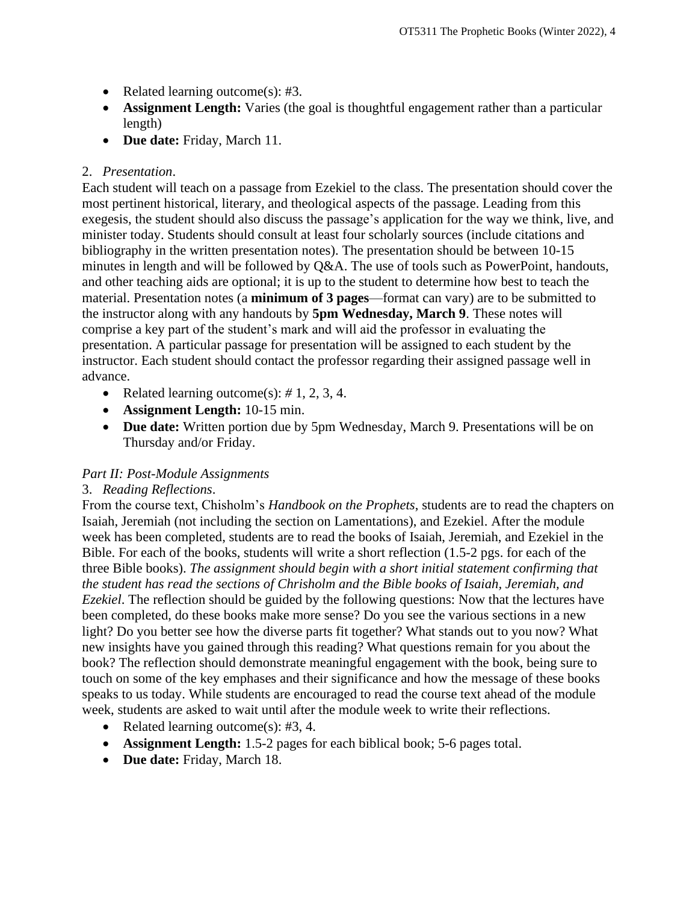- Related learning outcome(s): #3.
- **Assignment Length:** Varies (the goal is thoughtful engagement rather than a particular length)
- **Due date:** Friday, March 11.

2. *Presentation*.

Each student will teach on a passage from Ezekiel to the class. The presentation should cover the most pertinent historical, literary, and theological aspects of the passage. Leading from this exegesis, the student should also discuss the passage's application for the way we think, live, and minister today. Students should consult at least four scholarly sources (include citations and bibliography in the written presentation notes). The presentation should be between 10-15 minutes in length and will be followed by Q&A. The use of tools such as PowerPoint, handouts, and other teaching aids are optional; it is up to the student to determine how best to teach the material. Presentation notes (a **minimum of 3 pages**—format can vary) are to be submitted to the instructor along with any handouts by **5pm Wednesday, March 9**. These notes will comprise a key part of the student's mark and will aid the professor in evaluating the presentation. A particular passage for presentation will be assigned to each student by the instructor. Each student should contact the professor regarding their assigned passage well in advance.

- Related learning outcome(s): # 1, 2, 3, 4.
- **Assignment Length:** 10-15 min.
- **Due date:** Written portion due by 5pm Wednesday, March 9. Presentations will be on Thursday and/or Friday.

*Part II: Post-Module Assignments*

3. *Reading Reflections*.

From the course text, Chisholm's *Handbook on the Prophets*, students are to read the chapters on Isaiah, Jeremiah (not including the section on Lamentations), and Ezekiel. After the module week has been completed, students are to read the books of Isaiah, Jeremiah, and Ezekiel in the Bible. For each of the books, students will write a short reflection (1.5-2 pgs. for each of the three Bible books). *The assignment should begin with a short initial statement confirming that the student has read the sections of Chrisholm and the Bible books of Isaiah, Jeremiah, and Ezekiel*. The reflection should be guided by the following questions: Now that the lectures have been completed, do these books make more sense? Do you see the various sections in a new light? Do you better see how the diverse parts fit together? What stands out to you now? What new insights have you gained through this reading? What questions remain for you about the book? The reflection should demonstrate meaningful engagement with the book, being sure to touch on some of the key emphases and their significance and how the message of these books speaks to us today. While students are encouraged to read the course text ahead of the module week, students are asked to wait until after the module week to write their reflections.

- Related learning outcome(s): #3, 4.
- **Assignment Length:** 1.5-2 pages for each biblical book; 5-6 pages total.
- **Due date:** Friday, March 18.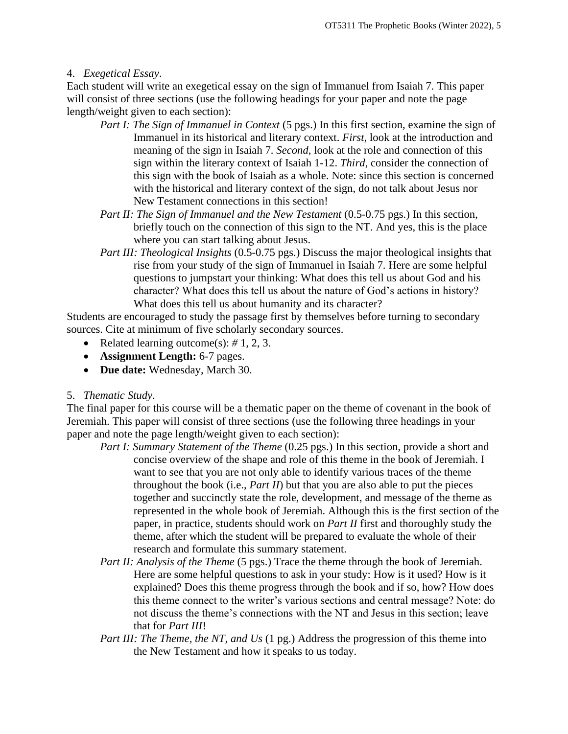4. *Exegetical Essay*.

Each student will write an exegetical essay on the sign of Immanuel from Isaiah 7. This paper will consist of three sections (use the following headings for your paper and note the page length/weight given to each section):

> *Part I: The Sign of Immanuel in Context* (5 pgs.) In this first section, examine the sign of Immanuel in its historical and literary context. *First*, look at the introduction and meaning of the sign in Isaiah 7. *Second*, look at the role and connection of this sign within the literary context of Isaiah 1-12. *Third*, consider the connection of this sign with the book of Isaiah as a whole. Note: since this section is concerned with the historical and literary context of the sign, do not talk about Jesus nor New Testament connections in this section!
>
> *Part II: The Sign of Immanuel and the New Testament* (0.5-0.75 pgs.) In this section, briefly touch on the connection of this sign to the NT. And yes, this is the place where you can start talking about Jesus.
>
> *Part III: Theological Insights* (0.5-0.75 pgs.) Discuss the major theological insights that rise from your study of the sign of Immanuel in Isaiah 7. Here are some helpful questions to jumpstart your thinking: What does this tell us about God and his character? What does this tell us about the nature of God's actions in history? What does this tell us about humanity and its character?

Students are encouraged to study the passage first by themselves before turning to secondary sources. Cite at minimum of five scholarly secondary sources.

- Related learning outcome(s): # 1, 2, 3.
- **Assignment Length:** 6-7 pages.
- **Due date:** Wednesday, March 30.

5. *Thematic Study*.

The final paper for this course will be a thematic paper on the theme of covenant in the book of Jeremiah. This paper will consist of three sections (use the following three headings in your paper and note the page length/weight given to each section):

> *Part I: Summary Statement of the Theme* (0.25 pgs.) In this section, provide a short and concise overview of the shape and role of this theme in the book of Jeremiah. I want to see that you are not only able to identify various traces of the theme throughout the book (i.e., *Part II*) but that you are also able to put the pieces together and succinctly state the role, development, and message of the theme as represented in the whole book of Jeremiah. Although this is the first section of the paper, in practice, students should work on *Part II* first and thoroughly study the theme, after which the student will be prepared to evaluate the whole of their research and formulate this summary statement.
>
> *Part II: Analysis of the Theme* (5 pgs.) Trace the theme through the book of Jeremiah. Here are some helpful questions to ask in your study: How is it used? How is it explained? Does this theme progress through the book and if so, how? How does this theme connect to the writer's various sections and central message? Note: do not discuss the theme's connections with the NT and Jesus in this section; leave that for *Part III*!
>
> *Part III: The Theme, the NT, and Us* (1 pg.) Address the progression of this theme into the New Testament and how it speaks to us today.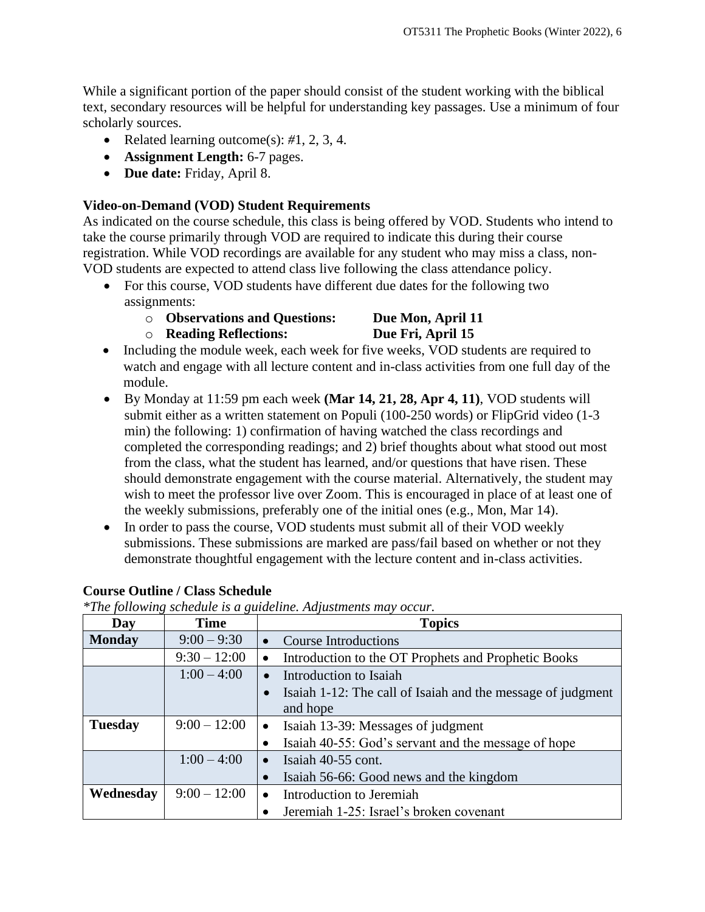While a significant portion of the paper should consist of the student working with the biblical text, secondary resources will be helpful for understanding key passages. Use a minimum of four scholarly sources.

- Related learning outcome(s): #1, 2, 3, 4.
- **Assignment Length:** 6-7 pages.
- **Due date:** Friday, April 8.

**Video-on-Demand (VOD) Student Requirements**

As indicated on the course schedule, this class is being offered by VOD. Students who intend to take the course primarily through VOD are required to indicate this during their course registration. While VOD recordings are available for any student who may miss a class, non-VOD students are expected to attend class live following the class attendance policy.

- For this course, VOD students have different due dates for the following two assignments:
    - **Observations and Questions: Due Mon, April 11**
    - **Reading Reflections: Due Fri, April 15**
- Including the module week, each week for five weeks, VOD students are required to watch and engage with all lecture content and in-class activities from one full day of the module.
- By Monday at 11:59 pm each week **(Mar 14, 21, 28, Apr 4, 11)**, VOD students will submit either as a written statement on Populi (100-250 words) or FlipGrid video (1-3 min) the following: 1) confirmation of having watched the class recordings and completed the corresponding readings; and 2) brief thoughts about what stood out most from the class, what the student has learned, and/or questions that have risen. These should demonstrate engagement with the course material. Alternatively, the student may wish to meet the professor live over Zoom. This is encouraged in place of at least one of the weekly submissions, preferably one of the initial ones (e.g., Mon, Mar 14).
- In order to pass the course, VOD students must submit all of their VOD weekly submissions. These submissions are marked are pass/fail based on whether or not they demonstrate thoughtful engagement with the lecture content and in-class activities.

**Course Outline / Class Schedule**

*\*The following schedule is a guideline. Adjustments may occur.*

| Day | Time | Topics |
|---|---|---|
| **Monday** | 9:00 – 9:30 | • Course Introductions |
| | 9:30 – 12:00 | • Introduction to the OT Prophets and Prophetic Books |
| | 1:00 – 4:00 | • Introduction to Isaiah<br>• Isaiah 1-12: The call of Isaiah and the message of judgment and hope |
| **Tuesday** | 9:00 – 12:00 | • Isaiah 13-39: Messages of judgment<br>• Isaiah 40-55: God's servant and the message of hope |
| | 1:00 – 4:00 | • Isaiah 40-55 cont.<br>• Isaiah 56-66: Good news and the kingdom |
| **Wednesday** | 9:00 – 12:00 | • Introduction to Jeremiah<br>• Jeremiah 1-25: Israel's broken covenant |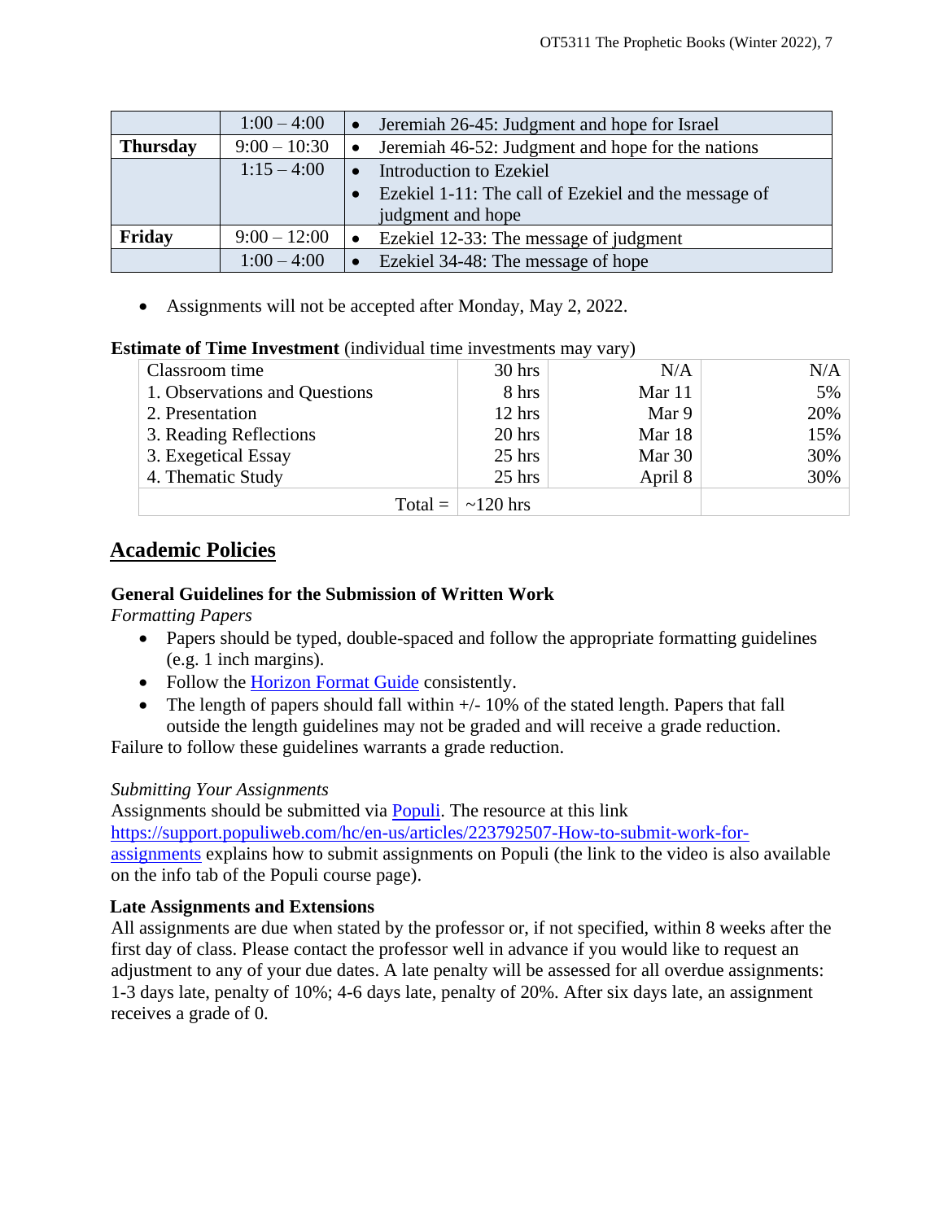|  | 1:00 – 4:00 | • Jeremiah 26-45: Judgment and hope for Israel |
|---|---|---|
| **Thursday** | 9:00 – 10:30 | • Jeremiah 46-52: Judgment and hope for the nations |
|  | 1:15 – 4:00 | • Introduction to Ezekiel<br>• Ezekiel 1-11: The call of Ezekiel and the message of judgment and hope |
| **Friday** | 9:00 – 12:00 | • Ezekiel 12-33: The message of judgment |
|  | 1:00 – 4:00 | • Ezekiel 34-48: The message of hope |

- Assignments will not be accepted after Monday, May 2, 2022.

**Estimate of Time Investment** (individual time investments may vary)

| Classroom time | 30 hrs | N/A | N/A |
|---|---|---|---|
| 1. Observations and Questions | 8 hrs | Mar 11 | 5% |
| 2. Presentation | 12 hrs | Mar 9 | 20% |
| 3. Reading Reflections | 20 hrs | Mar 18 | 15% |
| 3. Exegetical Essay | 25 hrs | Mar 30 | 30% |
| 4. Thematic Study | 25 hrs | April 8 | 30% |
| Total = | ~120 hrs |  |  |

## Academic Policies

### General Guidelines for the Submission of Written Work

*Formatting Papers*

- Papers should be typed, double-spaced and follow the appropriate formatting guidelines (e.g. 1 inch margins).
- Follow the [Horizon Format Guide](#) consistently.
- The length of papers should fall within +/- 10% of the stated length. Papers that fall outside the length guidelines may not be graded and will receive a grade reduction.

Failure to follow these guidelines warrants a grade reduction.

*Submitting Your Assignments*

Assignments should be submitted via [Populi](#). The resource at this link [https://support.populiweb.com/hc/en-us/articles/223792507-How-to-submit-work-for-assignments](https://support.populiweb.com/hc/en-us/articles/223792507-How-to-submit-work-for-assignments) explains how to submit assignments on Populi (the link to the video is also available on the info tab of the Populi course page).

### Late Assignments and Extensions

All assignments are due when stated by the professor or, if not specified, within 8 weeks after the first day of class. Please contact the professor well in advance if you would like to request an adjustment to any of your due dates. A late penalty will be assessed for all overdue assignments: 1-3 days late, penalty of 10%; 4-6 days late, penalty of 20%. After six days late, an assignment receives a grade of 0.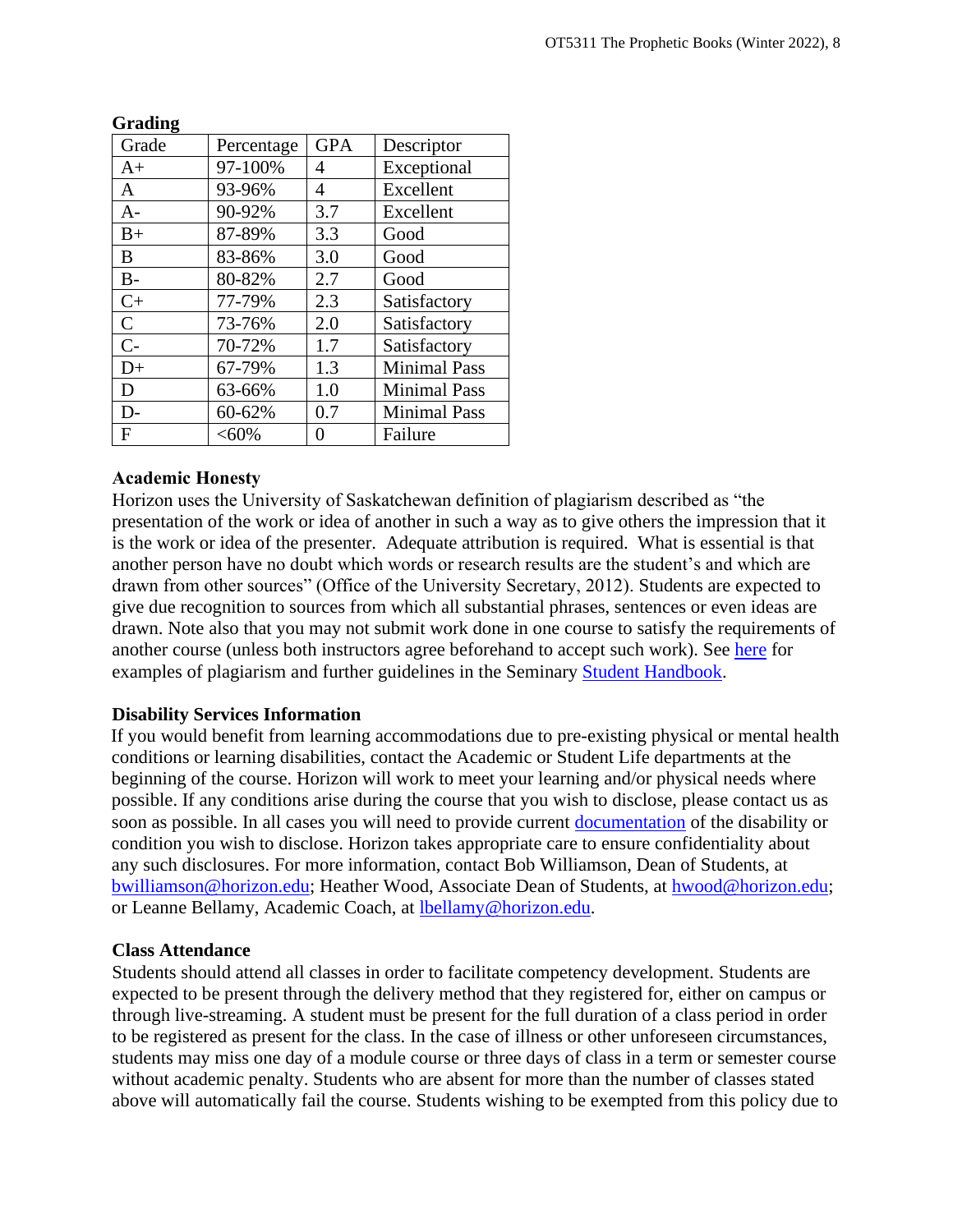**Grading**

| Grade | Percentage | GPA | Descriptor |
|---|---|---|---|
| A+ | 97-100% | 4 | Exceptional |
| A | 93-96% | 4 | Excellent |
| A- | 90-92% | 3.7 | Excellent |
| B+ | 87-89% | 3.3 | Good |
| B | 83-86% | 3.0 | Good |
| B- | 80-82% | 2.7 | Good |
| C+ | 77-79% | 2.3 | Satisfactory |
| C | 73-76% | 2.0 | Satisfactory |
| C- | 70-72% | 1.7 | Satisfactory |
| D+ | 67-79% | 1.3 | Minimal Pass |
| D | 63-66% | 1.0 | Minimal Pass |
| D- | 60-62% | 0.7 | Minimal Pass |
| F | <60% | 0 | Failure |

**Academic Honesty**

Horizon uses the University of Saskatchewan definition of plagiarism described as "the presentation of the work or idea of another in such a way as to give others the impression that it is the work or idea of the presenter. Adequate attribution is required. What is essential is that another person have no doubt which words or research results are the student's and which are drawn from other sources" (Office of the University Secretary, 2012). Students are expected to give due recognition to sources from which all substantial phrases, sentences or even ideas are drawn. Note also that you may not submit work done in one course to satisfy the requirements of another course (unless both instructors agree beforehand to accept such work). See here for examples of plagiarism and further guidelines in the Seminary Student Handbook.

**Disability Services Information**

If you would benefit from learning accommodations due to pre-existing physical or mental health conditions or learning disabilities, contact the Academic or Student Life departments at the beginning of the course. Horizon will work to meet your learning and/or physical needs where possible. If any conditions arise during the course that you wish to disclose, please contact us as soon as possible. In all cases you will need to provide current documentation of the disability or condition you wish to disclose. Horizon takes appropriate care to ensure confidentiality about any such disclosures. For more information, contact Bob Williamson, Dean of Students, at bwilliamson@horizon.edu; Heather Wood, Associate Dean of Students, at hwood@horizon.edu; or Leanne Bellamy, Academic Coach, at lbellamy@horizon.edu.

**Class Attendance**

Students should attend all classes in order to facilitate competency development. Students are expected to be present through the delivery method that they registered for, either on campus or through live-streaming. A student must be present for the full duration of a class period in order to be registered as present for the class. In the case of illness or other unforeseen circumstances, students may miss one day of a module course or three days of class in a term or semester course without academic penalty. Students who are absent for more than the number of classes stated above will automatically fail the course. Students wishing to be exempted from this policy due to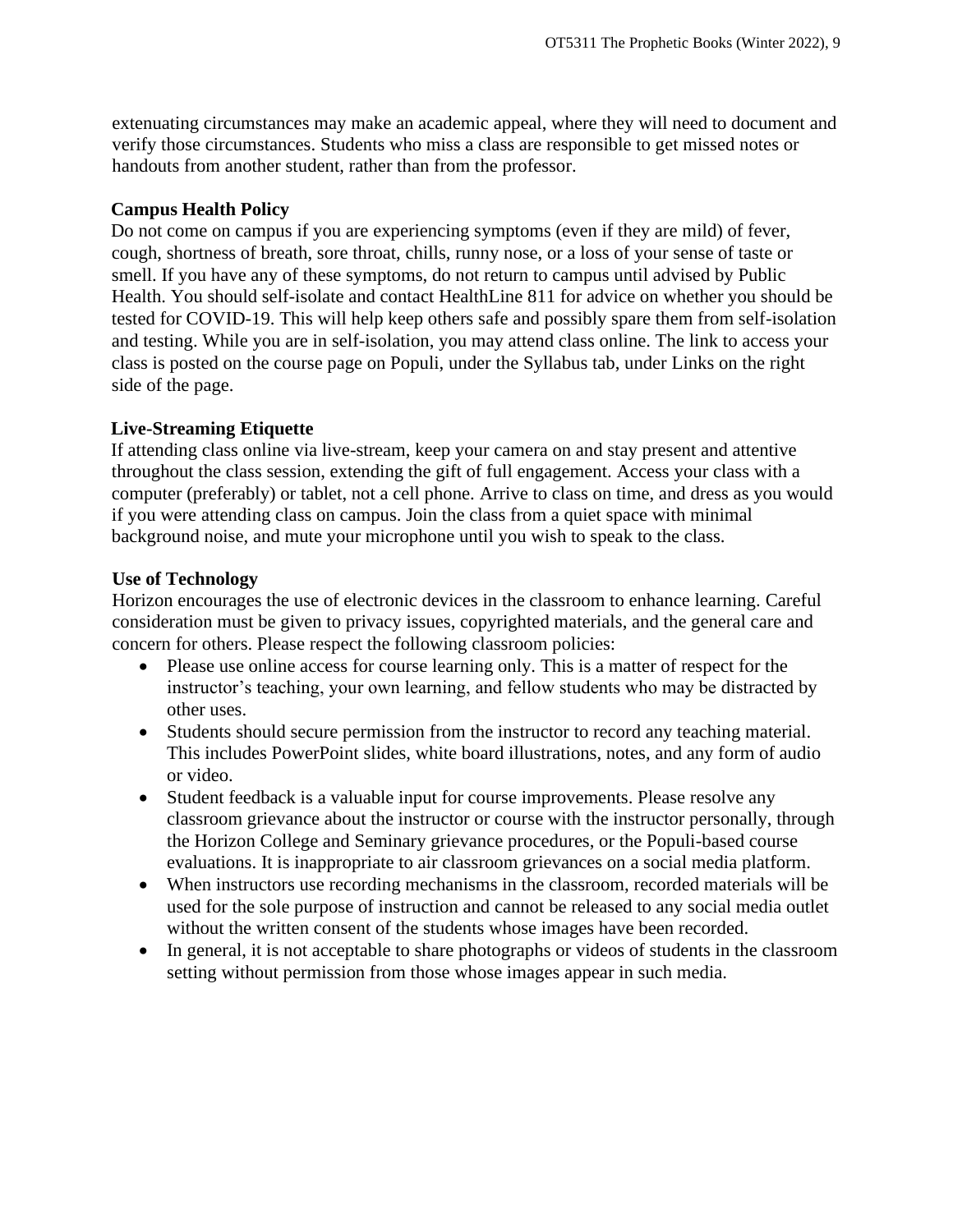extenuating circumstances may make an academic appeal, where they will need to document and verify those circumstances. Students who miss a class are responsible to get missed notes or handouts from another student, rather than from the professor.

**Campus Health Policy**

Do not come on campus if you are experiencing symptoms (even if they are mild) of fever, cough, shortness of breath, sore throat, chills, runny nose, or a loss of your sense of taste or smell. If you have any of these symptoms, do not return to campus until advised by Public Health. You should self-isolate and contact HealthLine 811 for advice on whether you should be tested for COVID-19. This will help keep others safe and possibly spare them from self-isolation and testing. While you are in self-isolation, you may attend class online. The link to access your class is posted on the course page on Populi, under the Syllabus tab, under Links on the right side of the page.

**Live-Streaming Etiquette**

If attending class online via live-stream, keep your camera on and stay present and attentive throughout the class session, extending the gift of full engagement. Access your class with a computer (preferably) or tablet, not a cell phone. Arrive to class on time, and dress as you would if you were attending class on campus. Join the class from a quiet space with minimal background noise, and mute your microphone until you wish to speak to the class.

**Use of Technology**

Horizon encourages the use of electronic devices in the classroom to enhance learning. Careful consideration must be given to privacy issues, copyrighted materials, and the general care and concern for others. Please respect the following classroom policies:

- Please use online access for course learning only. This is a matter of respect for the instructor's teaching, your own learning, and fellow students who may be distracted by other uses.
- Students should secure permission from the instructor to record any teaching material. This includes PowerPoint slides, white board illustrations, notes, and any form of audio or video.
- Student feedback is a valuable input for course improvements. Please resolve any classroom grievance about the instructor or course with the instructor personally, through the Horizon College and Seminary grievance procedures, or the Populi-based course evaluations. It is inappropriate to air classroom grievances on a social media platform.
- When instructors use recording mechanisms in the classroom, recorded materials will be used for the sole purpose of instruction and cannot be released to any social media outlet without the written consent of the students whose images have been recorded.
- In general, it is not acceptable to share photographs or videos of students in the classroom setting without permission from those whose images appear in such media.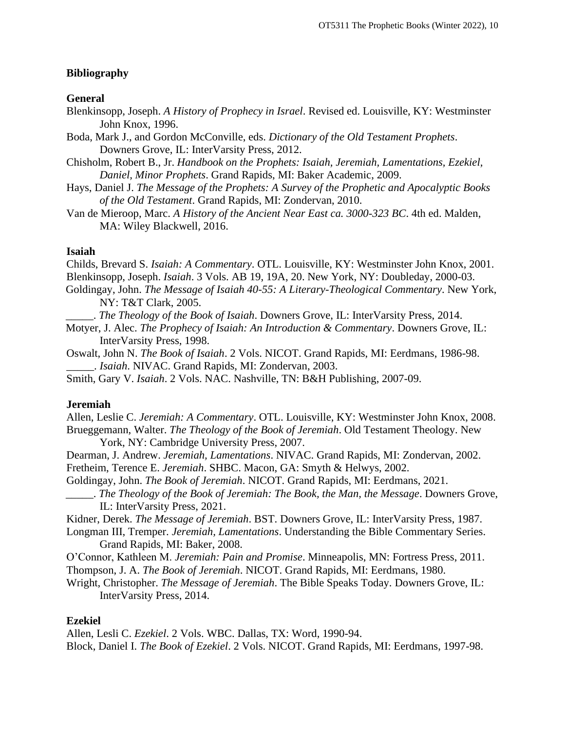## Bibliography

### General

Blenkinsopp, Joseph. *A History of Prophecy in Israel*. Revised ed. Louisville, KY: Westminster John Knox, 1996.

Boda, Mark J., and Gordon McConville, eds. *Dictionary of the Old Testament Prophets*. Downers Grove, IL: InterVarsity Press, 2012.

Chisholm, Robert B., Jr. *Handbook on the Prophets: Isaiah, Jeremiah, Lamentations, Ezekiel, Daniel, Minor Prophets*. Grand Rapids, MI: Baker Academic, 2009.

Hays, Daniel J. *The Message of the Prophets: A Survey of the Prophetic and Apocalyptic Books of the Old Testament*. Grand Rapids, MI: Zondervan, 2010.

Van de Mieroop, Marc. *A History of the Ancient Near East ca. 3000-323 BC*. 4th ed. Malden, MA: Wiley Blackwell, 2016.

### Isaiah

Childs, Brevard S. *Isaiah: A Commentary*. OTL. Louisville, KY: Westminster John Knox, 2001.

Blenkinsopp, Joseph. *Isaiah*. 3 Vols. AB 19, 19A, 20. New York, NY: Doubleday, 2000-03.

Goldingay, John. *The Message of Isaiah 40-55: A Literary-Theological Commentary*. New York, NY: T&T Clark, 2005.

_____. *The Theology of the Book of Isaiah*. Downers Grove, IL: InterVarsity Press, 2014.

Motyer, J. Alec. *The Prophecy of Isaiah: An Introduction & Commentary*. Downers Grove, IL: InterVarsity Press, 1998.

Oswalt, John N. *The Book of Isaiah*. 2 Vols. NICOT. Grand Rapids, MI: Eerdmans, 1986-98.

_____. *Isaiah*. NIVAC. Grand Rapids, MI: Zondervan, 2003.

Smith, Gary V. *Isaiah*. 2 Vols. NAC. Nashville, TN: B&H Publishing, 2007-09.

### Jeremiah

Allen, Leslie C. *Jeremiah: A Commentary*. OTL. Louisville, KY: Westminster John Knox, 2008.

Brueggemann, Walter. *The Theology of the Book of Jeremiah*. Old Testament Theology. New York, NY: Cambridge University Press, 2007.

Dearman, J. Andrew. *Jeremiah, Lamentations*. NIVAC. Grand Rapids, MI: Zondervan, 2002.

Fretheim, Terence E. *Jeremiah*. SHBC. Macon, GA: Smyth & Helwys, 2002.

Goldingay, John. *The Book of Jeremiah*. NICOT. Grand Rapids, MI: Eerdmans, 2021.

_____. *The Theology of the Book of Jeremiah: The Book, the Man, the Message*. Downers Grove, IL: InterVarsity Press, 2021.

Kidner, Derek. *The Message of Jeremiah*. BST. Downers Grove, IL: InterVarsity Press, 1987.

Longman III, Tremper. *Jeremiah, Lamentations*. Understanding the Bible Commentary Series. Grand Rapids, MI: Baker, 2008.

O'Connor, Kathleen M. *Jeremiah: Pain and Promise*. Minneapolis, MN: Fortress Press, 2011.

Thompson, J. A. *The Book of Jeremiah*. NICOT. Grand Rapids, MI: Eerdmans, 1980.

Wright, Christopher. *The Message of Jeremiah*. The Bible Speaks Today. Downers Grove, IL: InterVarsity Press, 2014.

### Ezekiel

Allen, Lesli C. *Ezekiel*. 2 Vols. WBC. Dallas, TX: Word, 1990-94.

Block, Daniel I. *The Book of Ezekiel*. 2 Vols. NICOT. Grand Rapids, MI: Eerdmans, 1997-98.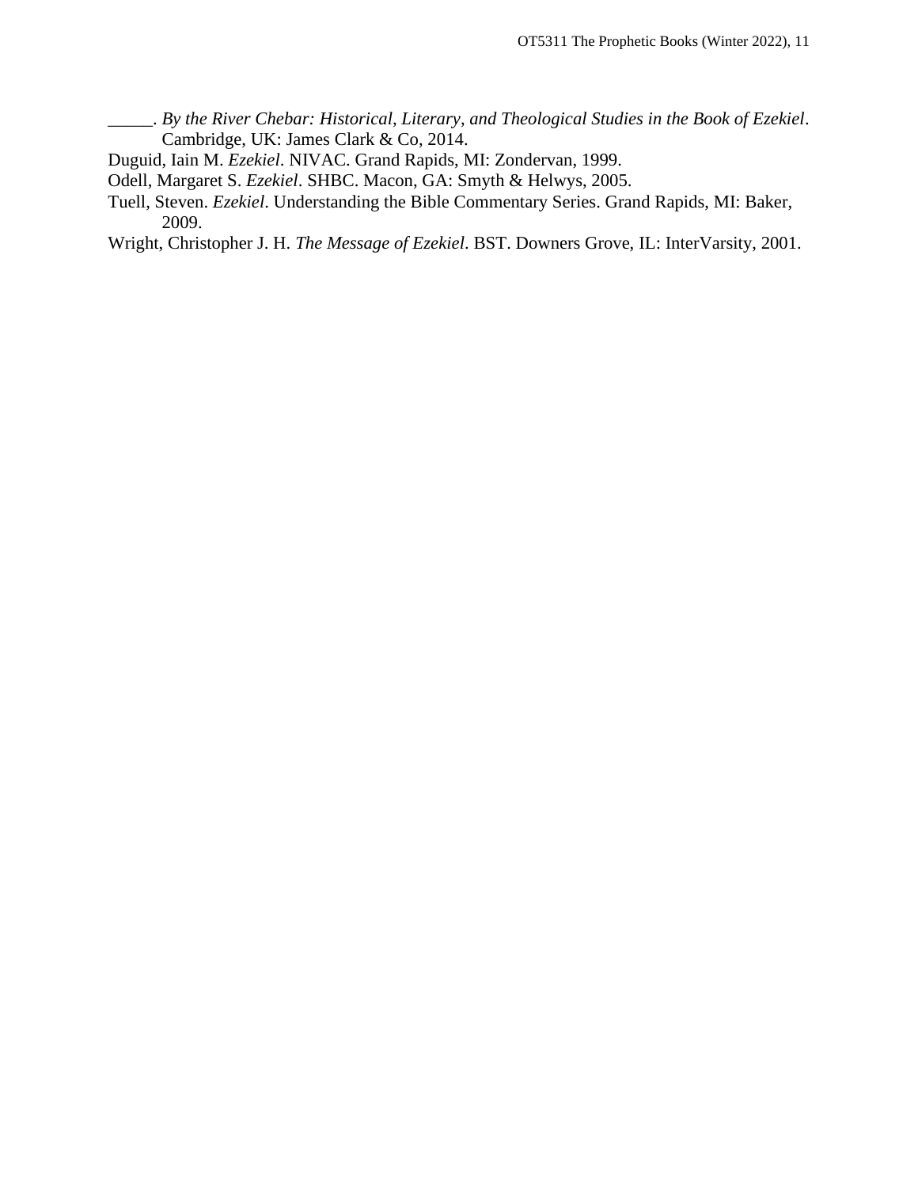\_\_\_\_\_. *By the River Chebar: Historical, Literary, and Theological Studies in the Book of Ezekiel*. Cambridge, UK: James Clark & Co, 2014.

Duguid, Iain M. *Ezekiel*. NIVAC. Grand Rapids, MI: Zondervan, 1999.

Odell, Margaret S. *Ezekiel*. SHBC. Macon, GA: Smyth & Helwys, 2005.

Tuell, Steven. *Ezekiel*. Understanding the Bible Commentary Series. Grand Rapids, MI: Baker, 2009.

Wright, Christopher J. H. *The Message of Ezekiel*. BST. Downers Grove, IL: InterVarsity, 2001.